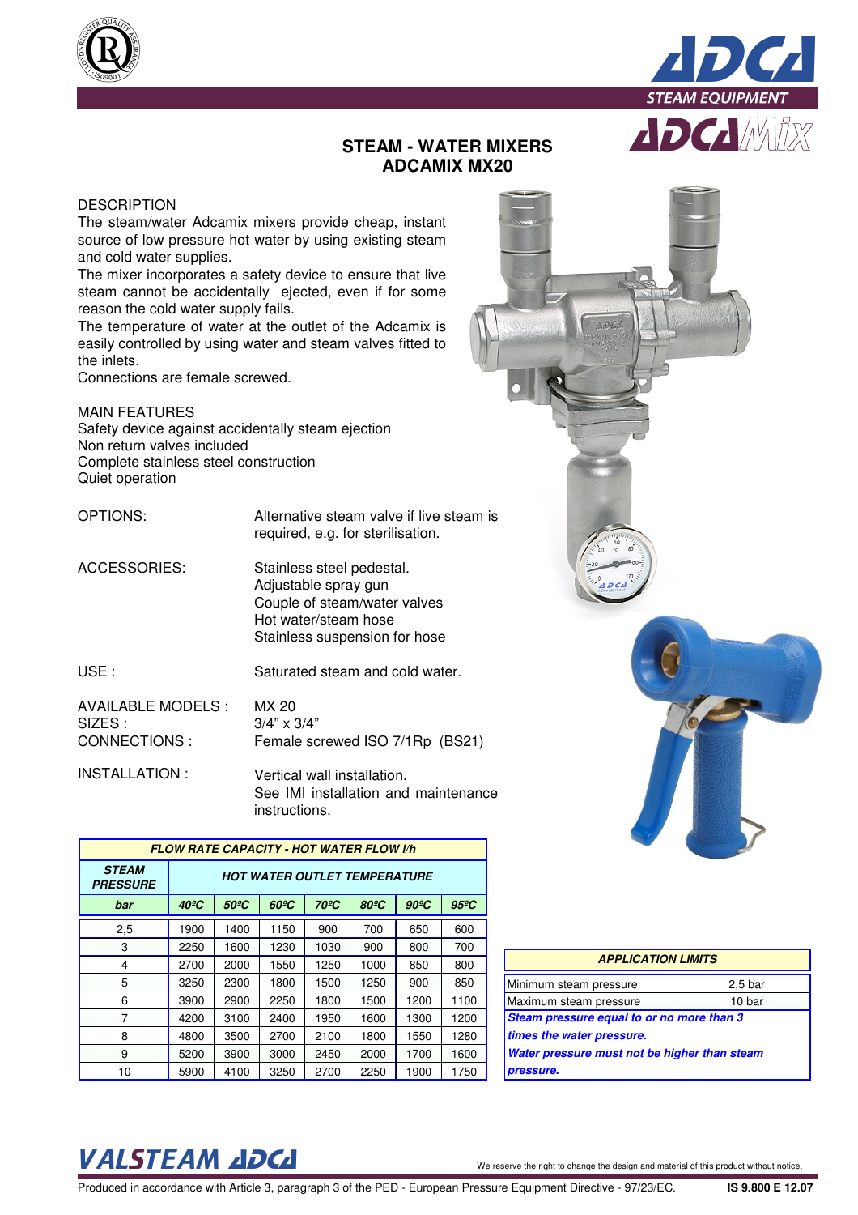# STEAM - WATER MIXERS
# ADCAMIX MX20

## DESCRIPTION

The steam/water Adcamix mixers provide cheap, instant source of low pressure hot water by using existing steam and cold water supplies.

The mixer incorporates a safety device to ensure that live steam cannot be accidentally ejected, even if for some reason the cold water supply fails.

The temperature of water at the outlet of the Adcamix is easily controlled by using water and steam valves fitted to the inlets.

Connections are female screwed.

## MAIN FEATURES

Safety device against accidentally steam ejection
Non return valves included
Complete stainless steel construction
Quiet operation

**OPTIONS:** Alternative steam valve if live steam is required, e.g. for sterilisation.

**ACCESSORIES:**
Stainless steel pedestal.
Adjustable spray gun
Couple of steam/water valves
Hot water/steam hose
Stainless suspension for hose

**USE :** Saturated steam and cold water.

**AVAILABLE MODELS :** MX 20
**SIZES :** 3/4" x 3/4"
**CONNECTIONS :** Female screwed ISO 7/1Rp (BS21)

**INSTALLATION :** Vertical wall installation.
See IMI installation and maintenance instructions.

| FLOW RATE CAPACITY - HOT WATER FLOW l/h | | | | | | | |
|---|---|---|---|---|---|---|---|
| STEAM PRESSURE | HOT WATER OUTLET TEMPERATURE | | | | | | |
| bar | 40ºC | 50ºC | 60ºC | 70ºC | 80ºC | 90ºC | 95ºC |
| 2,5 | 1900 | 1400 | 1150 | 900 | 700 | 650 | 600 |
| 3 | 2250 | 1600 | 1230 | 1030 | 900 | 800 | 700 |
| 4 | 2700 | 2000 | 1550 | 1250 | 1000 | 850 | 800 |
| 5 | 3250 | 2300 | 1800 | 1500 | 1250 | 900 | 850 |
| 6 | 3900 | 2900 | 2250 | 1800 | 1500 | 1200 | 1100 |
| 7 | 4200 | 3100 | 2400 | 1950 | 1600 | 1300 | 1200 |
| 8 | 4800 | 3500 | 2700 | 2100 | 1800 | 1550 | 1280 |
| 9 | 5200 | 3900 | 3000 | 2450 | 2000 | 1700 | 1600 |
| 10 | 5900 | 4100 | 3250 | 2700 | 2250 | 1900 | 1750 |

| APPLICATION LIMITS | |
|---|---|
| Minimum steam pressure | 2,5 bar |
| Maximum steam pressure | 10 bar |

***Steam pressure equal to or no more than 3 times the water pressure.***
***Water pressure must not be higher than steam pressure.***

We reserve the right to change the design and material of this product without notice.

Produced in accordance with Article 3, paragraph 3 of the PED - European Pressure Equipment Directive - 97/23/EC. IS 9.800 E 12.07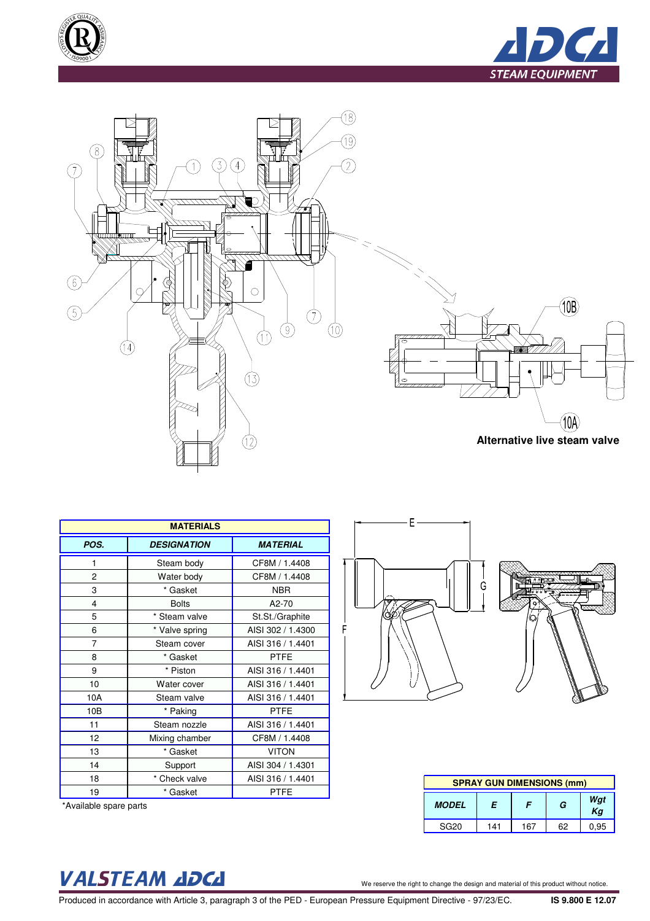Alternative live steam valve

| MATERIALS | | |
|---|---|---|
| **POS.** | **DESIGNATION** | **MATERIAL** |
| 1 | Steam body | CF8M / 1.4408 |
| 2 | Water body | CF8M / 1.4408 |
| 3 | * Gasket | NBR |
| 4 | Bolts | A2-70 |
| 5 | * Steam valve | St.St./Graphite |
| 6 | * Valve spring | AISI 302 / 1.4300 |
| 7 | Steam cover | AISI 316 / 1.4401 |
| 8 | * Gasket | PTFE |
| 9 | * Piston | AISI 316 / 1.4401 |
| 10 | Water cover | AISI 316 / 1.4401 |
| 10A | Steam valve | AISI 316 / 1.4401 |
| 10B | * Paking | PTFE |
| 11 | Steam nozzle | AISI 316 / 1.4401 |
| 12 | Mixing chamber | CF8M / 1.4408 |
| 13 | * Gasket | VITON |
| 14 | Support | AISI 304 / 1.4301 |
| 18 | * Check valve | AISI 316 / 1.4401 |
| 19 | * Gasket | PTFE |

*Available spare parts

| SPRAY GUN DIMENSIONS (mm) | | | | |
|---|---|---|---|---|
| **MODEL** | **E** | **F** | **G** | **Wgt Kg** |
| SG20 | 141 | 167 | 62 | 0,95 |

We reserve the right to change the design and material of this product without notice.

Produced in accordance with Article 3, paragraph 3 of the PED - European Pressure Equipment Directive - 97/23/EC.

IS 9.800 E 12.07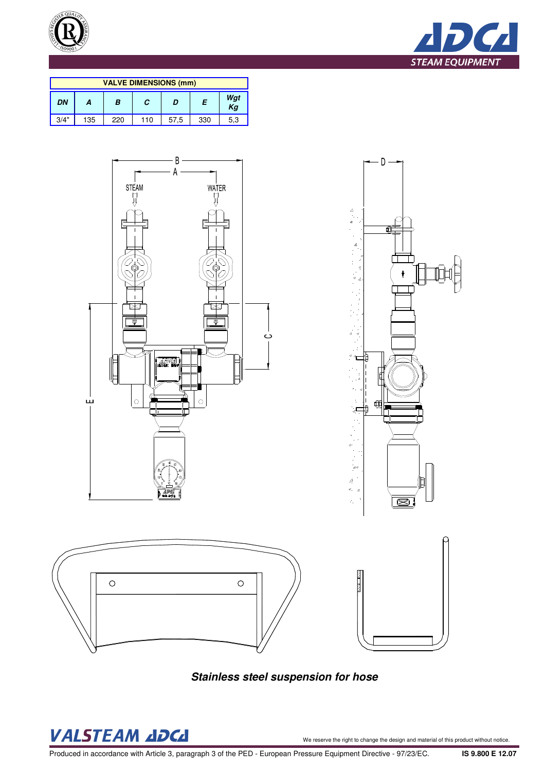## VALVE DIMENSIONS (mm)

| DN | A | B | C | D | E | Wgt Kg |
|---|---|---|---|---|---|---|
| 3/4" | 135 | 220 | 110 | 57,5 | 330 | 5,3 |

B
A
STEAM
WATER
C
E
D

***Stainless steel suspension for hose***

We reserve the right to change the design and material of this product without notice.

Produced in accordance with Article 3, paragraph 3 of the PED - European Pressure Equipment Directive - 97/23/EC.

**IS 9.800 E 12.07**